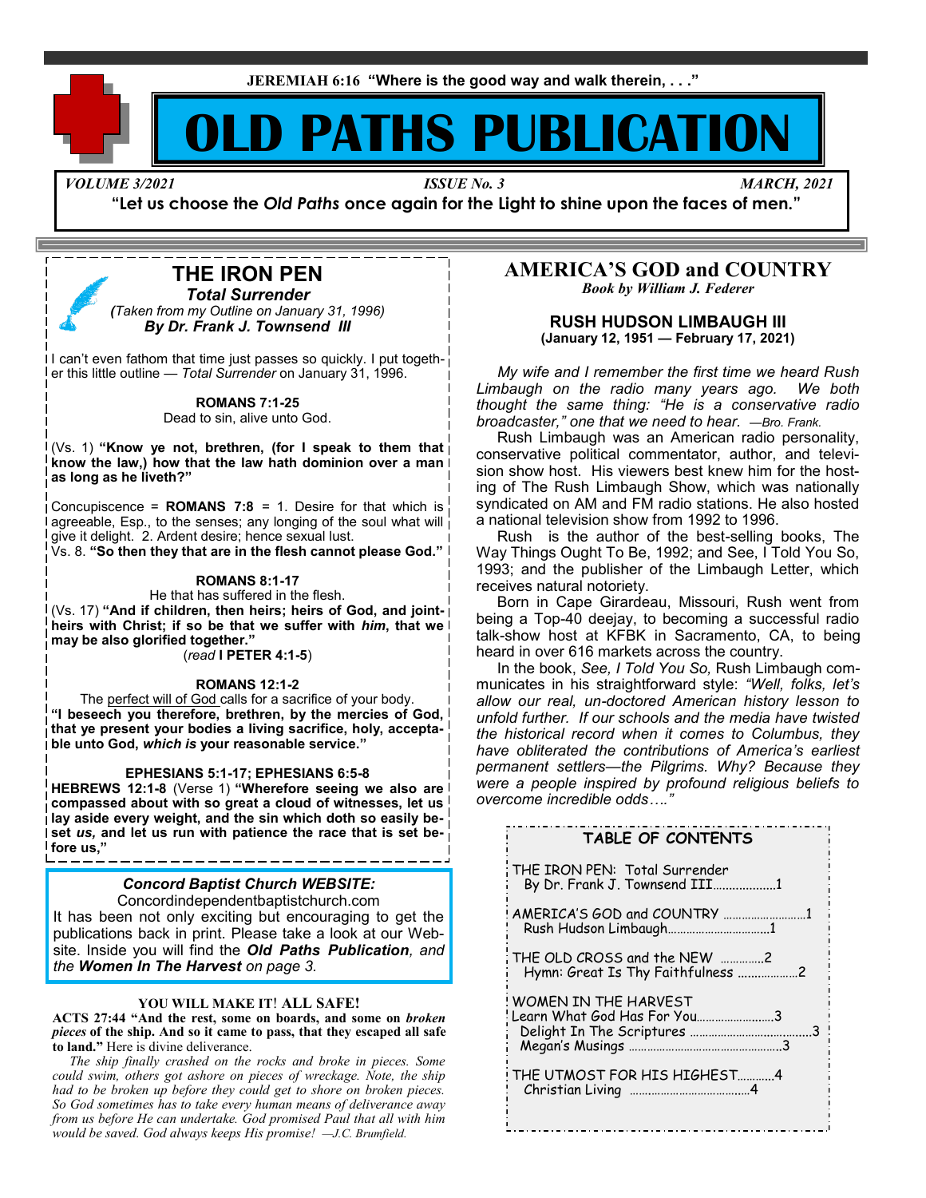**JEREMIAH 6:16 "Where is the good way and walk therein, . . ."**

# OLD PATHS PUBLICATION

*VOLUME 3/2021* — *ISSUE No. 3* — *MARCH, 2021*

**"Let us choose the *Old Paths* once again for the Light to shine upon the faces of men."**

## THE IRON PEN

### *Total Surrender*

*(Taken from my Outline on January 31, 1996)*

***By Dr. Frank J. Townsend III***

I can't even fathom that time just passes so quickly. I put together this little outline — *Total Surrender* on January 31, 1996.

**ROMANS 7:1-25**

Dead to sin, alive unto God.

(Vs. 1) **"Know ye not, brethren, (for I speak to them that know the law,) how that the law hath dominion over a man as long as he liveth?"**

Concupiscence = **ROMANS 7:8** = 1. Desire for that which is agreeable, Esp., to the senses; any longing of the soul what will give it delight. 2. Ardent desire; hence sexual lust.

Vs. 8. **"So then they that are in the flesh cannot please God."**

**ROMANS 8:1-17**

He that has suffered in the flesh.

(Vs. 17) **"And if children, then heirs; heirs of God, and joint-heirs with Christ; if so be that we suffer with *him*, that we may be also glorified together."**

(*read* **I PETER 4:1-5**)

**ROMANS 12:1-2**

The perfect will of God calls for a sacrifice of your body.

**"I beseech you therefore, brethren, by the mercies of God, that ye present your bodies a living sacrifice, holy, acceptable unto God, *which is* your reasonable service."**

**EPHESIANS 5:1-17; EPHESIANS 6:5-8**

**HEBREWS 12:1-8** (Verse 1) **"Wherefore seeing we also are compassed about with so great a cloud of witnesses, let us lay aside every weight, and the sin which doth so easily beset *us,* and let us run with patience the race that is set before us,"**

***Concord Baptist Church WEBSITE:***

Concordindependentbaptistchurch.com

It has been not only exciting but encouraging to get the publications back in print. Please take a look at our Website. Inside you will find the ***Old Paths Publication****, and the* ***Women In The Harvest*** *on page 3.*

**YOU WILL MAKE IT! ALL SAFE!**

**ACTS 27:44 "And the rest, some on boards, and some on *broken pieces* of the ship. And so it came to pass, that they escaped all safe to land."** Here is divine deliverance.

*The ship finally crashed on the rocks and broke in pieces. Some could swim, others got ashore on pieces of wreckage. Note, the ship had to be broken up before they could get to shore on broken pieces. So God sometimes has to take every human means of deliverance away from us before He can undertake. God promised Paul that all with him would be saved. God always keeps His promise! —J.C. Brumfield.*

## AMERICA'S GOD and COUNTRY

***Book by William J. Federer***

### RUSH HUDSON LIMBAUGH III

**(January 12, 1951 — February 17, 2021)**

*My wife and I remember the first time we heard Rush Limbaugh on the radio many years ago. We both thought the same thing: "He is a conservative radio broadcaster," one that we need to hear. —Bro. Frank.*

Rush Limbaugh was an American radio personality, conservative political commentator, author, and television show host. His viewers best knew him for the hosting of The Rush Limbaugh Show, which was nationally syndicated on AM and FM radio stations. He also hosted a national television show from 1992 to 1996.

Rush is the author of the best-selling books, The Way Things Ought To Be, 1992; and See, I Told You So, 1993; and the publisher of the Limbaugh Letter, which receives natural notoriety.

Born in Cape Girardeau, Missouri, Rush went from being a Top-40 deejay, to becoming a successful radio talk-show host at KFBK in Sacramento, CA, to being heard in over 616 markets across the country.

In the book, *See, I Told You So,* Rush Limbaugh communicates in his straightforward style: *"Well, folks, let's allow our real, un-doctored American history lesson to unfold further. If our schools and the media have twisted the historical record when it comes to Columbus, they have obliterated the contributions of America's earliest permanent settlers—the Pilgrims. Why? Because they were a people inspired by profound religious beliefs to overcome incredible odds…."*

### TABLE OF CONTENTS

THE IRON PEN: Total Surrender
By Dr. Frank J. Townsend III....................1

AMERICA'S GOD and COUNTRY ............................1
Rush Hudson Limbaugh.................................1

THE OLD CROSS and the NEW ..............2
Hymn: Great Is Thy Faithfulness ...................2

WOMEN IN THE HARVEST
Learn What God Has For You.........................3
Delight In The Scriptures .......................................3
Megan's Musings .................................................3

THE UTMOST FOR HIS HIGHEST............4
Christian Living .......................................4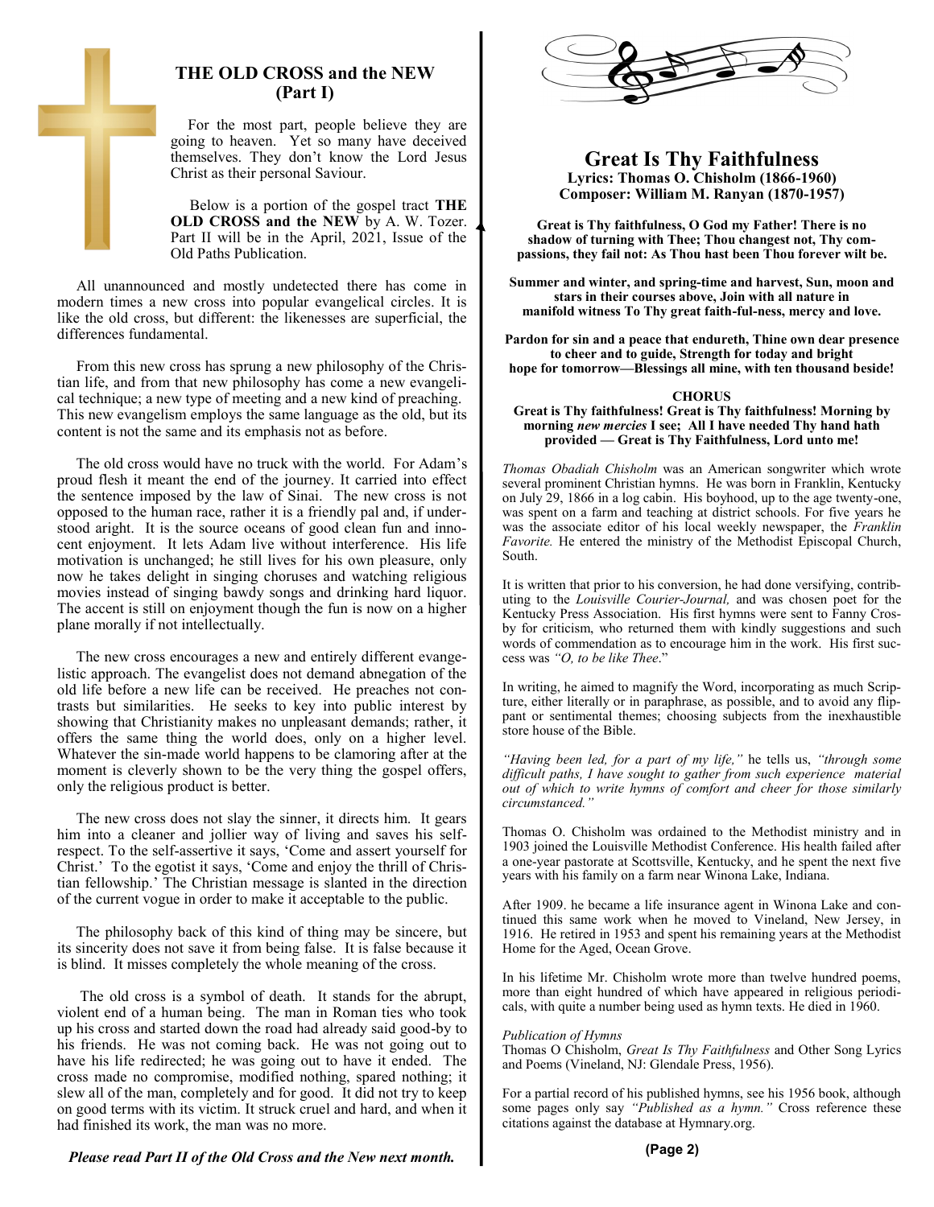## THE OLD CROSS and the NEW (Part I)

For the most part, people believe they are going to heaven. Yet so many have deceived themselves. They don't know the Lord Jesus Christ as their personal Saviour.

Below is a portion of the gospel tract **THE OLD CROSS and the NEW** by A. W. Tozer. Part II will be in the April, 2021, Issue of the Old Paths Publication.

All unannounced and mostly undetected there has come in modern times a new cross into popular evangelical circles. It is like the old cross, but different: the likenesses are superficial, the differences fundamental.

From this new cross has sprung a new philosophy of the Christian life, and from that new philosophy has come a new evangelical technique; a new type of meeting and a new kind of preaching. This new evangelism employs the same language as the old, but its content is not the same and its emphasis not as before.

The old cross would have no truck with the world. For Adam's proud flesh it meant the end of the journey. It carried into effect the sentence imposed by the law of Sinai. The new cross is not opposed to the human race, rather it is a friendly pal and, if understood aright. It is the source oceans of good clean fun and innocent enjoyment. It lets Adam live without interference. His life motivation is unchanged; he still lives for his own pleasure, only now he takes delight in singing choruses and watching religious movies instead of singing bawdy songs and drinking hard liquor. The accent is still on enjoyment though the fun is now on a higher plane morally if not intellectually.

The new cross encourages a new and entirely different evangelistic approach. The evangelist does not demand abnegation of the old life before a new life can be received. He preaches not contrasts but similarities. He seeks to key into public interest by showing that Christianity makes no unpleasant demands; rather, it offers the same thing the world does, only on a higher level. Whatever the sin-made world happens to be clamoring after at the moment is cleverly shown to be the very thing the gospel offers, only the religious product is better.

The new cross does not slay the sinner, it directs him. It gears him into a cleaner and jollier way of living and saves his self-respect. To the self-assertive it says, 'Come and assert yourself for Christ.' To the egotist it says, 'Come and enjoy the thrill of Christian fellowship.' The Christian message is slanted in the direction of the current vogue in order to make it acceptable to the public.

The philosophy back of this kind of thing may be sincere, but its sincerity does not save it from being false. It is false because it is blind. It misses completely the whole meaning of the cross.

The old cross is a symbol of death. It stands for the abrupt, violent end of a human being. The man in Roman ties who took up his cross and started down the road had already said good-by to his friends. He was not coming back. He was not going out to have his life redirected; he was going out to have it ended. The cross made no compromise, modified nothing, spared nothing; it slew all of the man, completely and for good. It did not try to keep on good terms with its victim. It struck cruel and hard, and when it had finished its work, the man was no more.

***Please read Part II of the Old Cross and the New next month.***

## Great Is Thy Faithfulness

**Lyrics: Thomas O. Chisholm (1866-1960)**
**Composer: William M. Ranyan (1870-1957)**

**Great is Thy faithfulness, O God my Father! There is no shadow of turning with Thee; Thou changest not, Thy compassions, they fail not: As Thou hast been Thou forever wilt be.**

**Summer and winter, and spring-time and harvest, Sun, moon and stars in their courses above, Join with all nature in manifold witness To Thy great faith-ful-ness, mercy and love.**

**Pardon for sin and a peace that endureth, Thine own dear presence to cheer and to guide, Strength for today and bright hope for tomorrow—Blessings all mine, with ten thousand beside!**

**CHORUS**
**Great is Thy faithfulness! Great is Thy faithfulness! Morning by morning *new mercies* I see; All I have needed Thy hand hath provided — Great is Thy Faithfulness, Lord unto me!**

*Thomas Obadiah Chisholm* was an American songwriter which wrote several prominent Christian hymns. He was born in Franklin, Kentucky on July 29, 1866 in a log cabin. His boyhood, up to the age twenty-one, was spent on a farm and teaching at district schools. For five years he was the associate editor of his local weekly newspaper, the *Franklin Favorite.* He entered the ministry of the Methodist Episcopal Church, South.

It is written that prior to his conversion, he had done versifying, contributing to the *Louisville Courier-Journal,* and was chosen poet for the Kentucky Press Association. His first hymns were sent to Fanny Crosby for criticism, who returned them with kindly suggestions and such words of commendation as to encourage him in the work. His first success was *"O, to be like Thee*."

In writing, he aimed to magnify the Word, incorporating as much Scripture, either literally or in paraphrase, as possible, and to avoid any flippant or sentimental themes; choosing subjects from the inexhaustible store house of the Bible.

*"Having been led, for a part of my life,"* he tells us, *"through some difficult paths, I have sought to gather from such experience material out of which to write hymns of comfort and cheer for those similarly circumstanced."*

Thomas O. Chisholm was ordained to the Methodist ministry and in 1903 joined the Louisville Methodist Conference. His health failed after a one-year pastorate at Scottsville, Kentucky, and he spent the next five years with his family on a farm near Winona Lake, Indiana.

After 1909. he became a life insurance agent in Winona Lake and continued this same work when he moved to Vineland, New Jersey, in 1916. He retired in 1953 and spent his remaining years at the Methodist Home for the Aged, Ocean Grove.

In his lifetime Mr. Chisholm wrote more than twelve hundred poems, more than eight hundred of which have appeared in religious periodicals, with quite a number being used as hymn texts. He died in 1960.

*Publication of Hymns*
Thomas O Chisholm, *Great Is Thy Faithfulness* and Other Song Lyrics and Poems (Vineland, NJ: Glendale Press, 1956).

For a partial record of his published hymns, see his 1956 book, although some pages only say *"Published as a hymn."* Cross reference these citations against the database at Hymnary.org.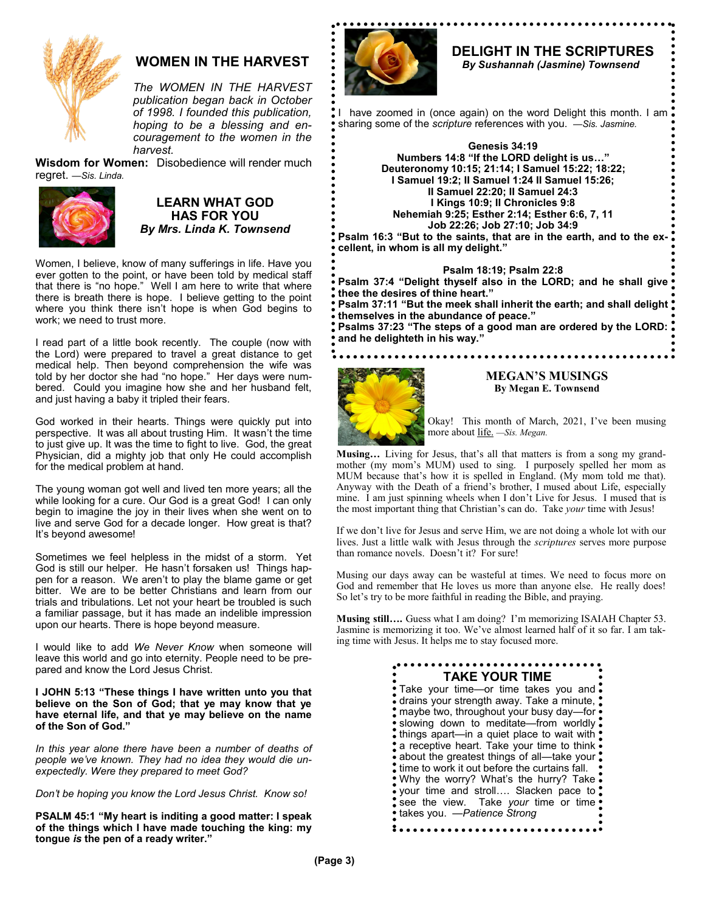## WOMEN IN THE HARVEST

*The WOMEN IN THE HARVEST publication began back in October of 1998. I founded this publication, hoping to be a blessing and encouragement to the women in the harvest.*

**Wisdom for Women:** Disobedience will render much regret. —*Sis. Linda.*

## LEARN WHAT GOD HAS FOR YOU
***By Mrs. Linda K. Townsend***

Women, I believe, know of many sufferings in life. Have you ever gotten to the point, or have been told by medical staff that there is "no hope." Well I am here to write that where there is breath there is hope. I believe getting to the point where you think there isn't hope is when God begins to work; we need to trust more.

I read part of a little book recently. The couple (now with the Lord) were prepared to travel a great distance to get medical help. Then beyond comprehension the wife was told by her doctor she had "no hope." Her days were numbered. Could you imagine how she and her husband felt, and just having a baby it tripled their fears.

God worked in their hearts. Things were quickly put into perspective. It was all about trusting Him. It wasn't the time to just give up. It was the time to fight to live. God, the great Physician, did a mighty job that only He could accomplish for the medical problem at hand.

The young woman got well and lived ten more years; all the while looking for a cure. Our God is a great God! I can only begin to imagine the joy in their lives when she went on to live and serve God for a decade longer. How great is that? It's beyond awesome!

Sometimes we feel helpless in the midst of a storm. Yet God is still our helper. He hasn't forsaken us! Things happen for a reason. We aren't to play the blame game or get bitter. We are to be better Christians and learn from our trials and tribulations. Let not your heart be troubled is such a familiar passage, but it has made an indelible impression upon our hearts. There is hope beyond measure.

I would like to add *We Never Know* when someone will leave this world and go into eternity. People need to be prepared and know the Lord Jesus Christ.

**I JOHN 5:13 "These things I have written unto you that believe on the Son of God; that ye may know that ye have eternal life, and that ye may believe on the name of the Son of God."**

*In this year alone there have been a number of deaths of people we've known. They had no idea they would die unexpectedly. Were they prepared to meet God?*

*Don't be hoping you know the Lord Jesus Christ. Know so!*

**PSALM 45:1 "My heart is inditing a good matter: I speak of the things which I have made touching the king: my tongue *is* the pen of a ready writer."**

## DELIGHT IN THE SCRIPTURES
***By Sushannah (Jasmine) Townsend***

I have zoomed in (once again) on the word Delight this month. I am sharing some of the *scripture* references with you. —*Sis. Jasmine.*

**Genesis 34:19**
**Numbers 14:8 "If the LORD delight is us…"**
**Deuteronomy 10:15; 21:14; I Samuel 15:22; 18:22;**
**I Samuel 19:2; II Samuel 1:24 II Samuel 15:26;**
**II Samuel 22:20; II Samuel 24:3**
**I Kings 10:9; II Chronicles 9:8**
**Nehemiah 9:25; Esther 2:14; Esther 6:6, 7, 11**
**Job 22:26; Job 27:10; Job 34:9**

**Psalm 16:3 "But to the saints, that are in the earth, and to the excellent, in whom is all my delight."**

**Psalm 18:19; Psalm 22:8**

**Psalm 37:4 "Delight thyself also in the LORD; and he shall give thee the desires of thine heart."**
**Psalm 37:11 "But the meek shall inherit the earth; and shall delight themselves in the abundance of peace."**
**Psalms 37:23 "The steps of a good man are ordered by the LORD: and he delighteth in his way."**

## MEGAN'S MUSINGS
**By Megan E. Townsend**

Okay! This month of March, 2021, I've been musing more about <u>life.</u> —*Sis. Megan.*

**Musing…** Living for Jesus, that's all that matters is from a song my grandmother (my mom's MUM) used to sing. I purposely spelled her mom as MUM because that's how it is spelled in England. (My mom told me that). Anyway with the Death of a friend's brother, I mused about Life, especially mine. I am just spinning wheels when I don't Live for Jesus. I mused that is the most important thing that Christian's can do. Take *your* time with Jesus!

If we don't live for Jesus and serve Him, we are not doing a whole lot with our lives. Just a little walk with Jesus through the *scriptures* serves more purpose than romance novels. Doesn't it? For sure!

Musing our days away can be wasteful at times. We need to focus more on God and remember that He loves us more than anyone else. He really does! So let's try to be more faithful in reading the Bible, and praying.

**Musing still….** Guess what I am doing? I'm memorizing ISAIAH Chapter 53. Jasmine is memorizing it too. We've almost learned half of it so far. I am taking time with Jesus. It helps me to stay focused more.

## TAKE YOUR TIME

Take your time—or time takes you and drains your strength away. Take a minute, maybe two, throughout your busy day—for slowing down to meditate—from worldly things apart—in a quiet place to wait with a receptive heart. Take your time to think about the greatest things of all—take your time to work it out before the curtains fall. Why the worry? What's the hurry? Take your time and stroll…. Slacken pace to see the view. Take *your* time or time takes you. —*Patience Strong*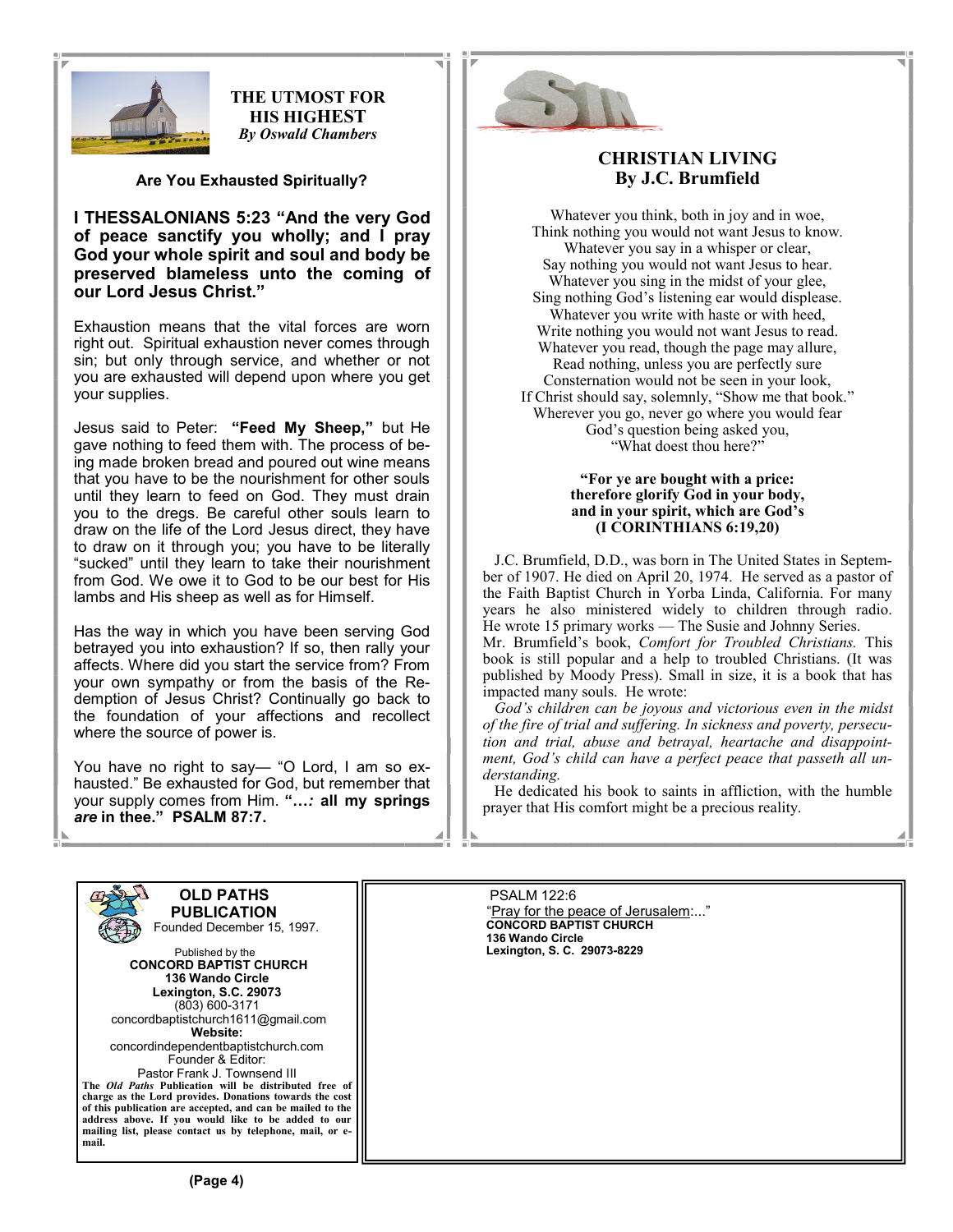## THE UTMOST FOR HIS HIGHEST

*By Oswald Chambers*

**Are You Exhausted Spiritually?**

**I THESSALONIANS 5:23 "And the very God of peace sanctify you wholly; and I pray God your whole spirit and soul and body be preserved blameless unto the coming of our Lord Jesus Christ."**

Exhaustion means that the vital forces are worn right out. Spiritual exhaustion never comes through sin; but only through service, and whether or not you are exhausted will depend upon where you get your supplies.

Jesus said to Peter: **"Feed My Sheep,"** but He gave nothing to feed them with. The process of being made broken bread and poured out wine means that you have to be the nourishment for other souls until they learn to feed on God. They must drain you to the dregs. Be careful other souls learn to draw on the life of the Lord Jesus direct, they have to draw on it through you; you have to be literally "sucked" until they learn to take their nourishment from God. We owe it to God to be our best for His lambs and His sheep as well as for Himself.

Has the way in which you have been serving God betrayed you into exhaustion? If so, then rally your affects. Where did you start the service from? From your own sympathy or from the basis of the Redemption of Jesus Christ? Continually go back to the foundation of your affections and recollect where the source of power is.

You have no right to say— "O Lord, I am so exhausted." Be exhausted for God, but remember that your supply comes from Him. **"…: all my springs *are* in thee." PSALM 87:7.**

## CHRISTIAN LIVING

## By J.C. Brumfield

Whatever you think, both in joy and in woe,
Think nothing you would not want Jesus to know.
Whatever you say in a whisper or clear,
Say nothing you would not want Jesus to hear.
Whatever you sing in the midst of your glee,
Sing nothing God's listening ear would displease.
Whatever you write with haste or with heed,
Write nothing you would not want Jesus to read.
Whatever you read, though the page may allure,
Read nothing, unless you are perfectly sure
Consternation would not be seen in your look,
If Christ should say, solemnly, "Show me that book."
Wherever you go, never go where you would fear
God's question being asked you,
"What doest thou here?"

**"For ye are bought with a price: therefore glorify God in your body, and in your spirit, which are God's (I CORINTHIANS 6:19,20)**

J.C. Brumfield, D.D., was born in The United States in September of 1907. He died on April 20, 1974. He served as a pastor of the Faith Baptist Church in Yorba Linda, California. For many years he also ministered widely to children through radio. He wrote 15 primary works — The Susie and Johnny Series.
Mr. Brumfield's book, *Comfort for Troubled Christians.* This book is still popular and a help to troubled Christians. (It was published by Moody Press). Small in size, it is a book that has impacted many souls. He wrote:

*God's children can be joyous and victorious even in the midst of the fire of trial and suffering. In sickness and poverty, persecution and trial, abuse and betrayal, heartache and disappointment, God's child can have a perfect peace that passeth all understanding.*

He dedicated his book to saints in affliction, with the humble prayer that His comfort might be a precious reality.

**OLD PATHS PUBLICATION**
Founded December 15, 1997.

Published by the
**CONCORD BAPTIST CHURCH**
**136 Wando Circle**
**Lexington, S.C. 29073**
(803) 600-3171
concordbaptistchurch1611@gmail.com
**Website:**
concordindependentbaptistchurch.com
Founder & Editor:
Pastor Frank J. Townsend III

**The *Old Paths* Publication will be distributed free of charge as the Lord provides. Donations towards the cost of this publication are accepted, and can be mailed to the address above. If you would like to be added to our mailing list, please contact us by telephone, mail, or e-mail.**

PSALM 122:6
"Pray for the peace of Jerusalem:..."
**CONCORD BAPTIST CHURCH**
**136 Wando Circle**
**Lexington, S. C. 29073-8229**